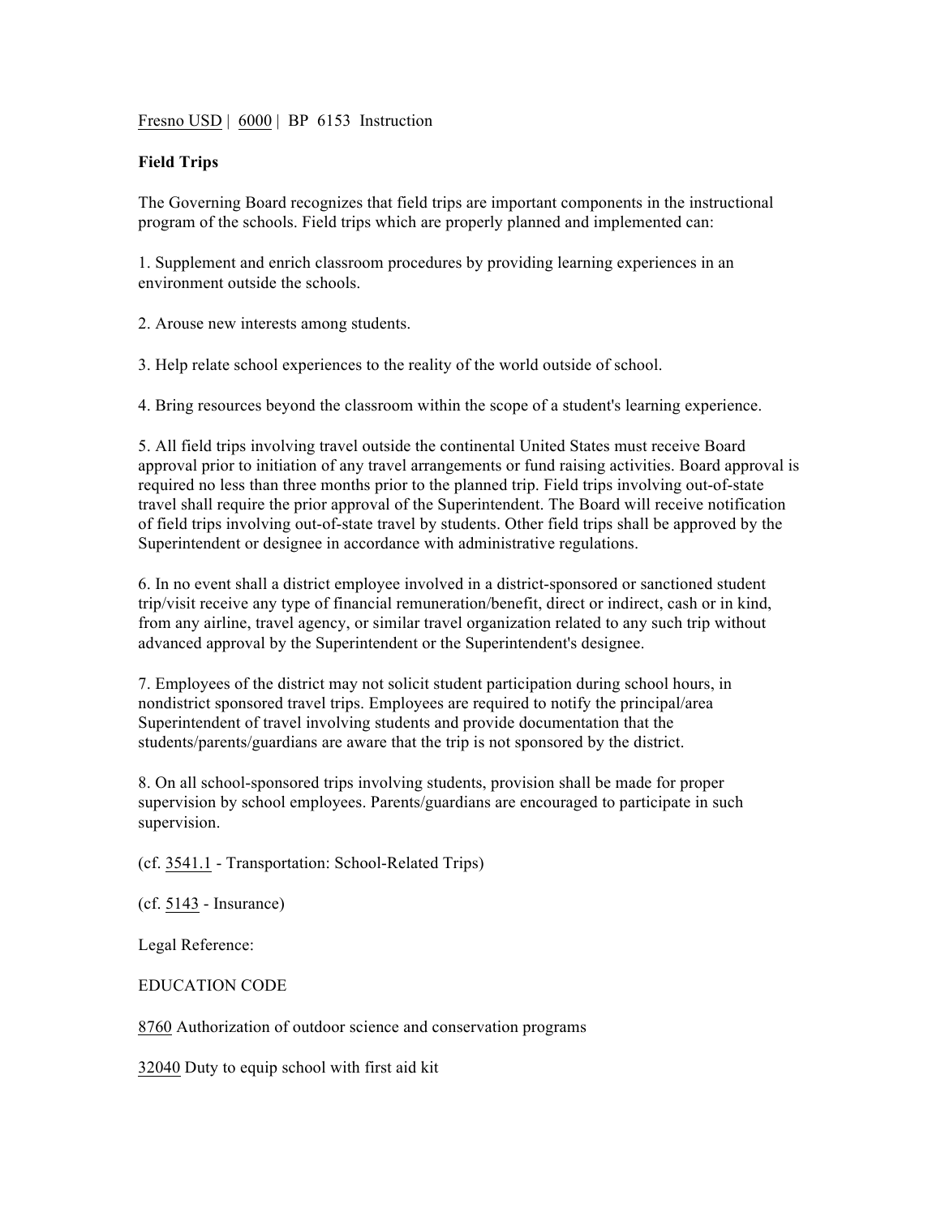Fresno USD | 6000 | BP 6153 Instruction

**Field Trips**

The Governing Board recognizes that field trips are important components in the instructional program of the schools. Field trips which are properly planned and implemented can:

1. Supplement and enrich classroom procedures by providing learning experiences in an environment outside the schools.

2. Arouse new interests among students.

3. Help relate school experiences to the reality of the world outside of school.

4. Bring resources beyond the classroom within the scope of a student's learning experience.

5. All field trips involving travel outside the continental United States must receive Board approval prior to initiation of any travel arrangements or fund raising activities. Board approval is required no less than three months prior to the planned trip. Field trips involving out-of-state travel shall require the prior approval of the Superintendent. The Board will receive notification of field trips involving out-of-state travel by students. Other field trips shall be approved by the Superintendent or designee in accordance with administrative regulations.

6. In no event shall a district employee involved in a district-sponsored or sanctioned student trip/visit receive any type of financial remuneration/benefit, direct or indirect, cash or in kind, from any airline, travel agency, or similar travel organization related to any such trip without advanced approval by the Superintendent or the Superintendent's designee.

7. Employees of the district may not solicit student participation during school hours, in nondistrict sponsored travel trips. Employees are required to notify the principal/area Superintendent of travel involving students and provide documentation that the students/parents/guardians are aware that the trip is not sponsored by the district.

8. On all school-sponsored trips involving students, provision shall be made for proper supervision by school employees. Parents/guardians are encouraged to participate in such supervision.

(cf. 3541.1 - Transportation: School-Related Trips)

(cf. 5143 - Insurance)

Legal Reference:

EDUCATION CODE

8760 Authorization of outdoor science and conservation programs

32040 Duty to equip school with first aid kit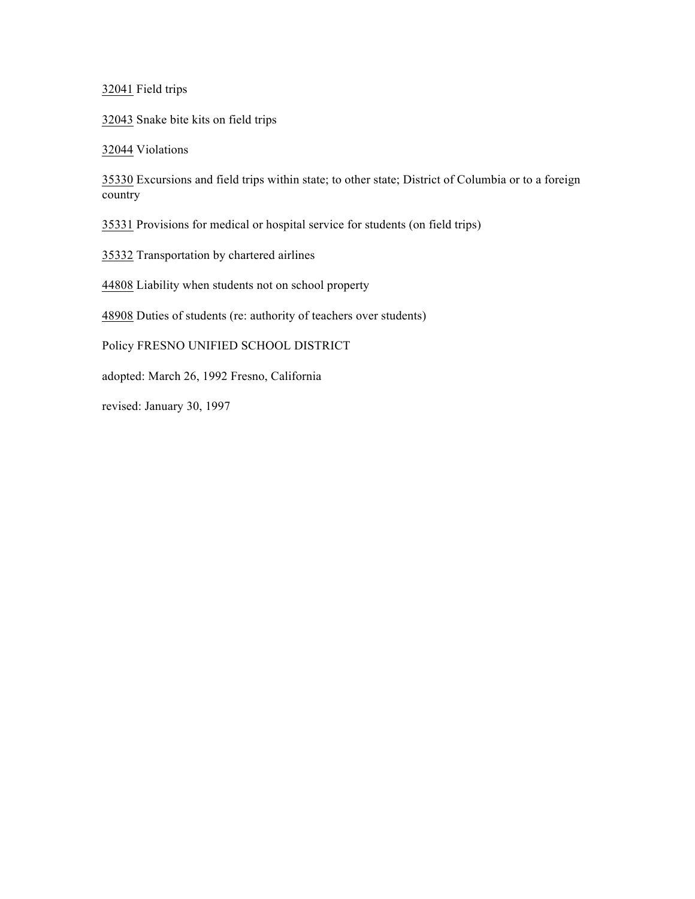32041 Field trips

32043 Snake bite kits on field trips

32044 Violations

35330 Excursions and field trips within state; to other state; District of Columbia or to a foreign country

35331 Provisions for medical or hospital service for students (on field trips)

35332 Transportation by chartered airlines

44808 Liability when students not on school property

48908 Duties of students (re: authority of teachers over students)

Policy FRESNO UNIFIED SCHOOL DISTRICT

adopted: March 26, 1992 Fresno, California

revised: January 30, 1997